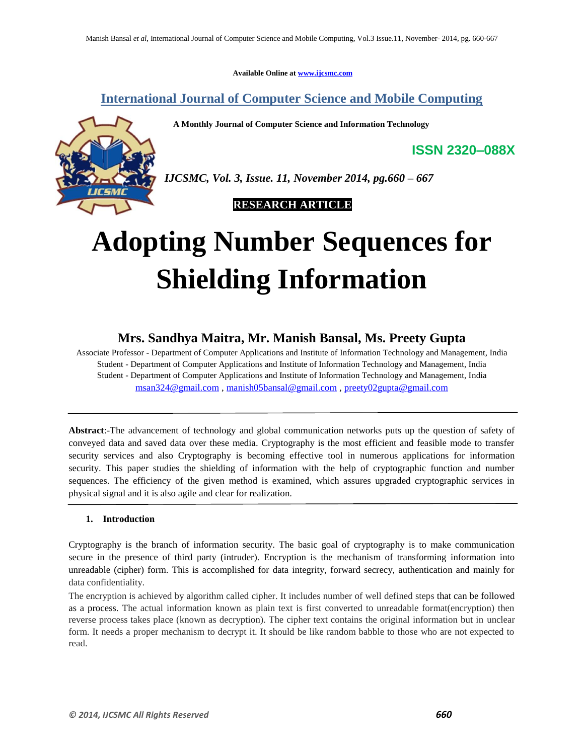Available Online at www.ijcsmc.com

## International Journal of Computer Science and Mobile Computing

**A Monthly Journal of Computer Science and Information Technology**

**ISSN 2320–088X**

***IJCSMC, Vol. 3, Issue. 11, November 2014, pg.660 – 667***

**RESEARCH ARTICLE**

# Adopting Number Sequences for Shielding Information

## Mrs. Sandhya Maitra, Mr. Manish Bansal, Ms. Preety Gupta

Associate Professor - Department of Computer Applications and Institute of Information Technology and Management, India
Student - Department of Computer Applications and Institute of Information Technology and Management, India
Student - Department of Computer Applications and Institute of Information Technology and Management, India
msan324@gmail.com , manish05bansal@gmail.com , preety02gupta@gmail.com

---

**Abstract**:-The advancement of technology and global communication networks puts up the question of safety of conveyed data and saved data over these media. Cryptography is the most efficient and feasible mode to transfer security services and also Cryptography is becoming effective tool in numerous applications for information security. This paper studies the shielding of information with the help of cryptographic function and number sequences. The efficiency of the given method is examined, which assures upgraded cryptographic services in physical signal and it is also agile and clear for realization.

---

### 1. Introduction

Cryptography is the branch of information security. The basic goal of cryptography is to make communication secure in the presence of third party (intruder). Encryption is the mechanism of transforming information into unreadable (cipher) form. This is accomplished for data integrity, forward secrecy, authentication and mainly for data confidentiality.

The encryption is achieved by algorithm called cipher. It includes number of well defined steps that can be followed as a process. The actual information known as plain text is first converted to unreadable format(encryption) then reverse process takes place (known as decryption). The cipher text contains the original information but in unclear form. It needs a proper mechanism to decrypt it. It should be like random babble to those who are not expected to read.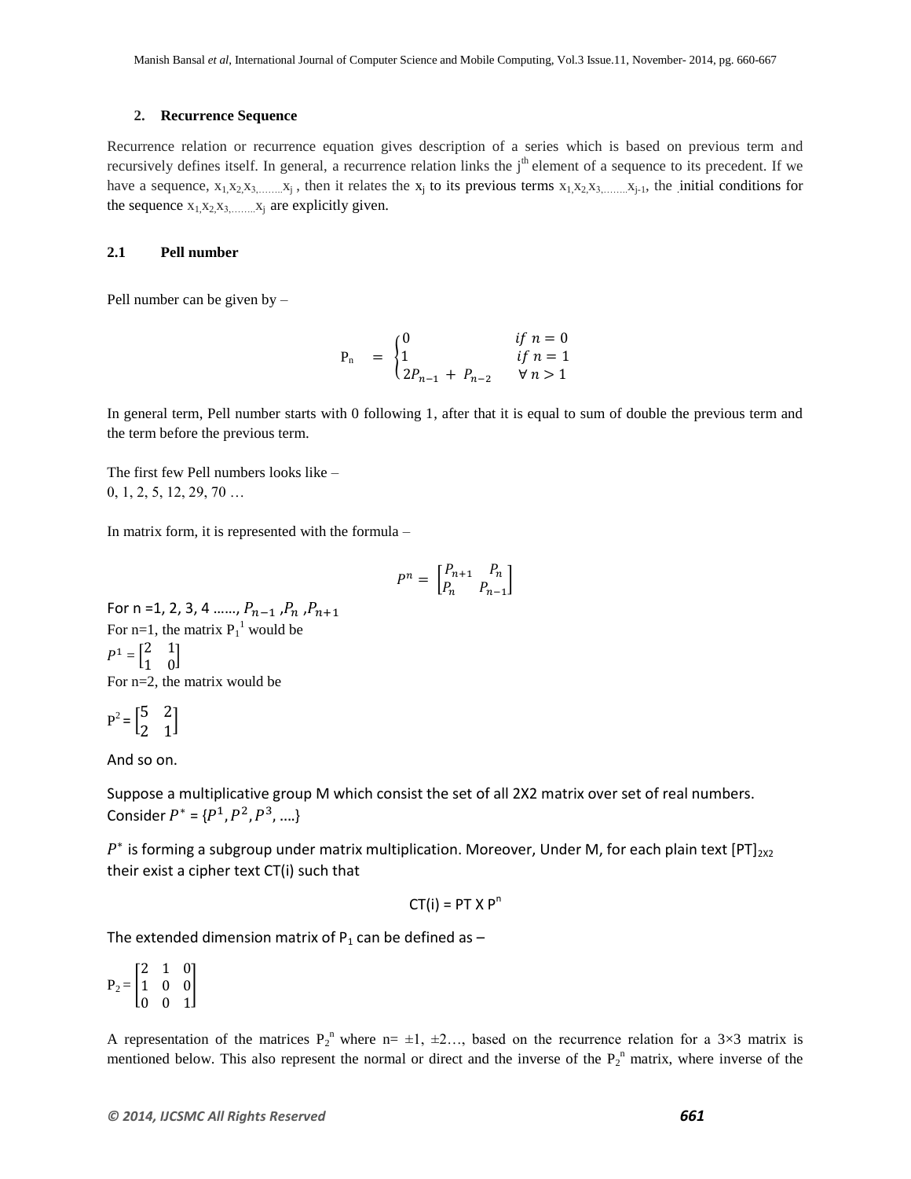## 2. Recurrence Sequence

Recurrence relation or recurrence equation gives description of a series which is based on previous term and recursively defines itself. In general, a recurrence relation links the $j^{th}$ element of a sequence to its precedent. If we have a sequence, $x_1, x_2, x_3, \ldots\ldots x_j$ , then it relates the $x_j$ to its previous terms $x_1, x_2, x_3, \ldots\ldots x_{j-1}$, the initial conditions for the sequence $x_1, x_2, x_3, \ldots\ldots x_j$ are explicitly given.

### 2.1 Pell number

Pell number can be given by –

$$P_n = \begin{cases} 0 & if\ n = 0 \\ 1 & if\ n = 1 \\ 2P_{n-1} + P_{n-2} & \forall\, n > 1 \end{cases}$$

In general term, Pell number starts with 0 following 1, after that it is equal to sum of double the previous term and the term before the previous term.

The first few Pell numbers looks like –
0, 1, 2, 5, 12, 29, 70 …

In matrix form, it is represented with the formula –

$$P^n = \begin{bmatrix} P_{n+1} & P_n \\ P_n & P_{n-1} \end{bmatrix}$$

For n =1, 2, 3, 4 ……, $P_{n-1}$ ,$P_n$ ,$P_{n+1}$
For n=1, the matrix $P_1^{\,1}$ would be

$$P^1 = \begin{bmatrix} 2 & 1 \\ 1 & 0 \end{bmatrix}$$

For n=2, the matrix would be

$$P^2 = \begin{bmatrix} 5 & 2 \\ 2 & 1 \end{bmatrix}$$

And so on.

Suppose a multiplicative group M which consist the set of all 2X2 matrix over set of real numbers. Consider $P^* = \{P^1, P^2, P^3, \ldots.\}$

$P^*$ is forming a subgroup under matrix multiplication. Moreover, Under M, for each plain text $[PT]_{2X2}$ their exist a cipher text CT(i) such that

$$CT(i) = PT \times P^n$$

The extended dimension matrix of $P_1$ can be defined as –

$$P_2 = \begin{bmatrix} 2 & 1 & 0 \\ 1 & 0 & 0 \\ 0 & 0 & 1 \end{bmatrix}$$

A representation of the matrices $P_2^{\,n}$ where n= ±1, ±2…, based on the recurrence relation for a 3×3 matrix is mentioned below. This also represent the normal or direct and the inverse of the $P_2^{\,n}$ matrix, where inverse of the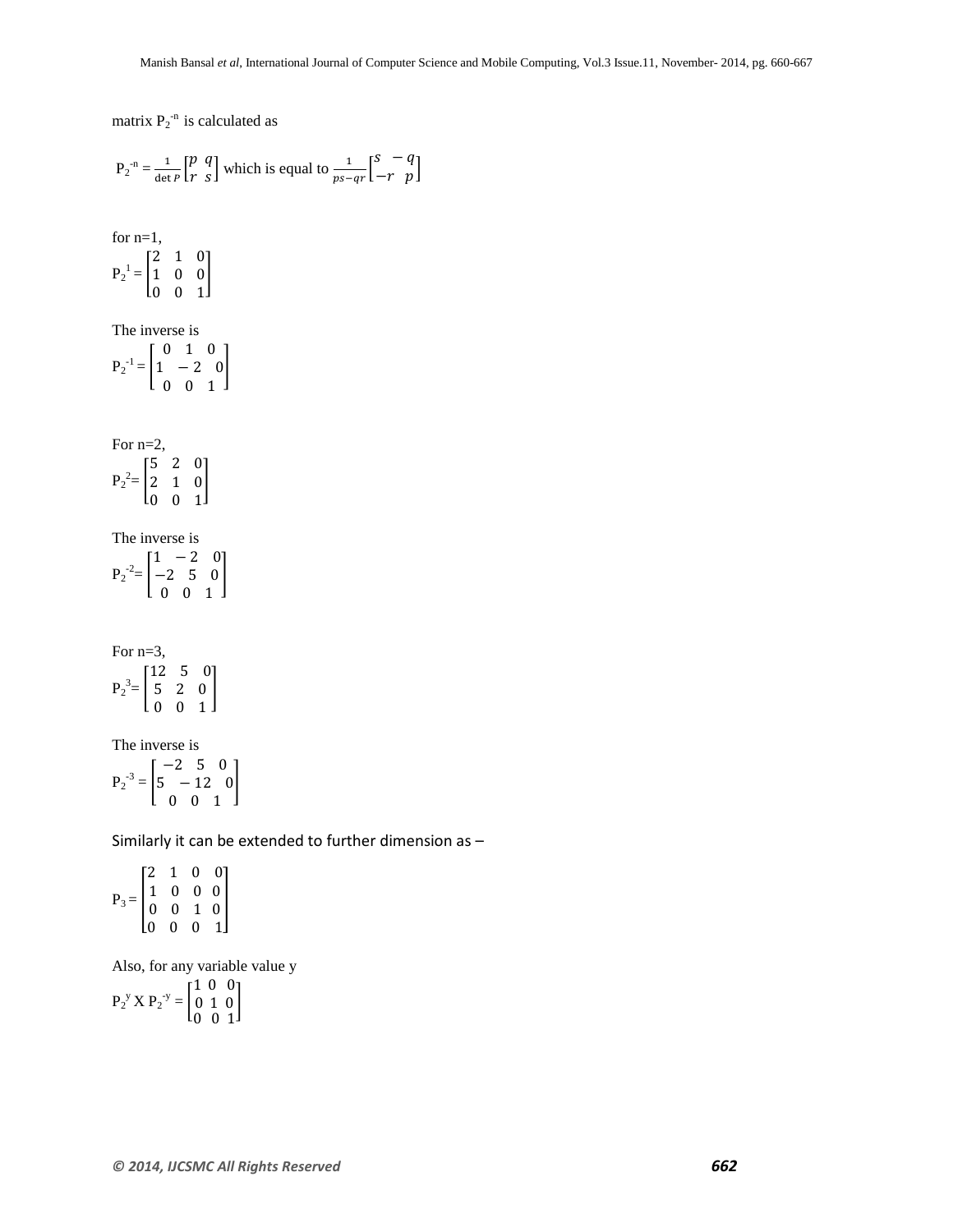matrix $P_2^{-n}$ is calculated as

$$P_2^{-n} = \frac{1}{\det P}\begin{bmatrix} p & q \\ r & s \end{bmatrix} \text{ which is equal to } \frac{1}{ps-qr}\begin{bmatrix} s & -q \\ -r & p \end{bmatrix}$$

for n=1,

$$P_2^{1} = \begin{bmatrix} 2 & 1 & 0 \\ 1 & 0 & 0 \\ 0 & 0 & 1 \end{bmatrix}$$

The inverse is

$$P_2^{-1} = \begin{bmatrix} 0 & 1 & 0 \\ 1 & -2 & 0 \\ 0 & 0 & 1 \end{bmatrix}$$

For n=2,

$$P_2^{2} = \begin{bmatrix} 5 & 2 & 0 \\ 2 & 1 & 0 \\ 0 & 0 & 1 \end{bmatrix}$$

The inverse is

$$P_2^{-2} = \begin{bmatrix} 1 & -2 & 0 \\ -2 & 5 & 0 \\ 0 & 0 & 1 \end{bmatrix}$$

For n=3,

$$P_2^{3} = \begin{bmatrix} 12 & 5 & 0 \\ 5 & 2 & 0 \\ 0 & 0 & 1 \end{bmatrix}$$

The inverse is

$$P_2^{-3} = \begin{bmatrix} -2 & 5 & 0 \\ 5 & -12 & 0 \\ 0 & 0 & 1 \end{bmatrix}$$

Similarly it can be extended to further dimension as –

$$P_3 = \begin{bmatrix} 2 & 1 & 0 & 0 \\ 1 & 0 & 0 & 0 \\ 0 & 0 & 1 & 0 \\ 0 & 0 & 0 & 1 \end{bmatrix}$$

Also, for any variable value y

$$P_2^{y} \text{ X } P_2^{-y} = \begin{bmatrix} 1 & 0 & 0 \\ 0 & 1 & 0 \\ 0 & 0 & 1 \end{bmatrix}$$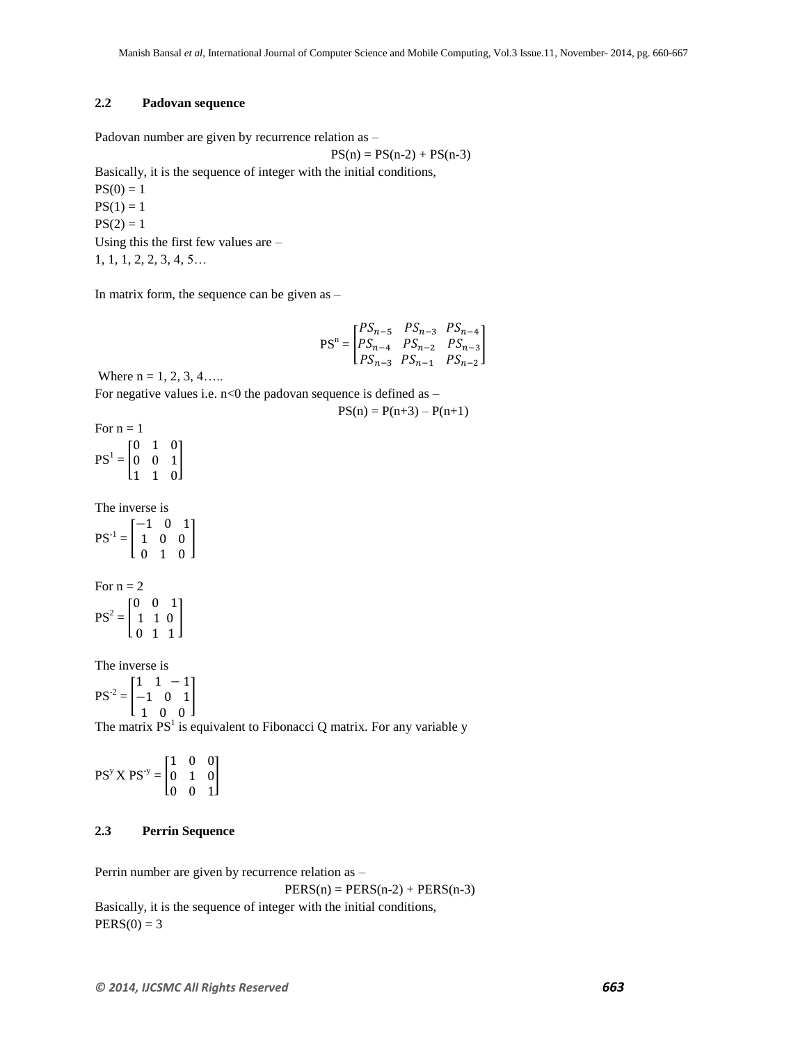### 2.2 Padovan sequence

Padovan number are given by recurrence relation as –

$$PS(n) = PS(n-2) + PS(n-3)$$

Basically, it is the sequence of integer with the initial conditions,

PS(0) = 1
PS(1) = 1
PS(2) = 1

Using this the first few values are –
1, 1, 1, 2, 2, 3, 4, 5…

In matrix form, the sequence can be given as –

$$PS^n = \begin{bmatrix} PS_{n-5} & PS_{n-3} & PS_{n-4} \\ PS_{n-4} & PS_{n-2} & PS_{n-3} \\ PS_{n-3} & PS_{n-1} & PS_{n-2} \end{bmatrix}$$

Where n = 1, 2, 3, 4…..

For negative values i.e. n<0 the padovan sequence is defined as –

$$PS(n) = P(n+3) – P(n+1)$$

For n = 1

$$PS^1 = \begin{bmatrix} 0 & 1 & 0 \\ 0 & 0 & 1 \\ 1 & 1 & 0 \end{bmatrix}$$

The inverse is

$$PS^{-1} = \begin{bmatrix} -1 & 0 & 1 \\ 1 & 0 & 0 \\ 0 & 1 & 0 \end{bmatrix}$$

For n = 2

$$PS^2 = \begin{bmatrix} 0 & 0 & 1 \\ 1 & 1 & 0 \\ 0 & 1 & 1 \end{bmatrix}$$

The inverse is

$$PS^{-2} = \begin{bmatrix} 1 & 1 & -1 \\ -1 & 0 & 1 \\ 1 & 0 & 0 \end{bmatrix}$$

The matrix $PS^1$ is equivalent to Fibonacci Q matrix. For any variable y

$$PS^y \text{ X } PS^{-y} = \begin{bmatrix} 1 & 0 & 0 \\ 0 & 1 & 0 \\ 0 & 0 & 1 \end{bmatrix}$$

### 2.3 Perrin Sequence

Perrin number are given by recurrence relation as –

$$PERS(n) = PERS(n-2) + PERS(n-3)$$

Basically, it is the sequence of integer with the initial conditions,

PERS(0) = 3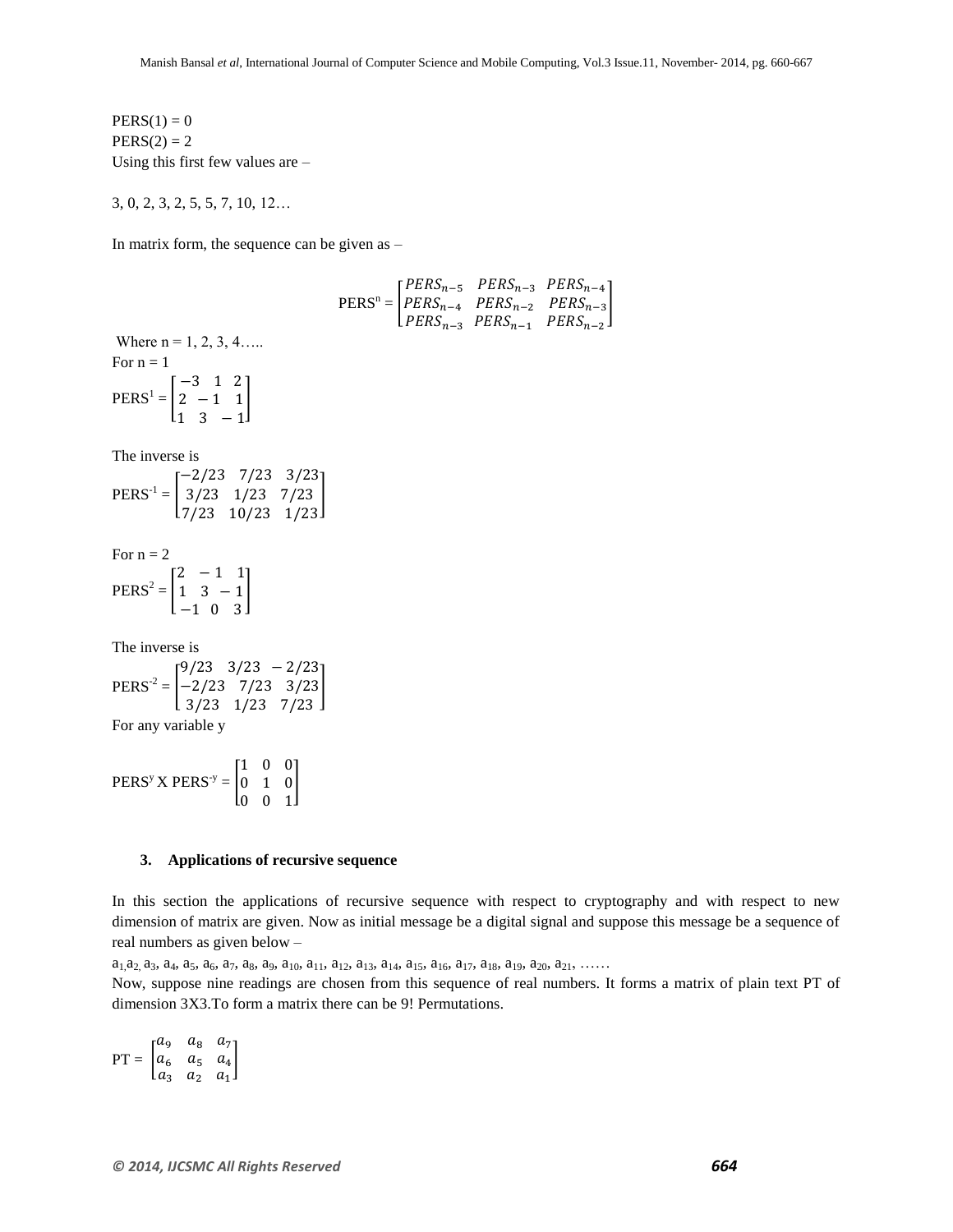PERS(1) = 0
PERS(2) = 2
Using this first few values are –

3, 0, 2, 3, 2, 5, 5, 7, 10, 12…

In matrix form, the sequence can be given as –

$$PERS^n = \begin{bmatrix} PERS_{n-5} & PERS_{n-3} & PERS_{n-4} \\ PERS_{n-4} & PERS_{n-2} & PERS_{n-3} \\ PERS_{n-3} & PERS_{n-1} & PERS_{n-2} \end{bmatrix}$$

Where n = 1, 2, 3, 4…..
For n = 1

$$PERS^1 = \begin{bmatrix} -3 & 1 & 2 \\ 2 & -1 & 1 \\ 1 & 3 & -1 \end{bmatrix}$$

The inverse is

$$PERS^{-1} = \begin{bmatrix} -2/23 & 7/23 & 3/23 \\ 3/23 & 1/23 & 7/23 \\ 7/23 & 10/23 & 1/23 \end{bmatrix}$$

For n = 2

$$PERS^2 = \begin{bmatrix} 2 & -1 & 1 \\ 1 & 3 & -1 \\ -1 & 0 & 3 \end{bmatrix}$$

The inverse is

$$PERS^{-2} = \begin{bmatrix} 9/23 & 3/23 & -2/23 \\ -2/23 & 7/23 & 3/23 \\ 3/23 & 1/23 & 7/23 \end{bmatrix}$$

For any variable y

$$PERS^y \text{ X } PERS^{-y} = \begin{bmatrix} 1 & 0 & 0 \\ 0 & 1 & 0 \\ 0 & 0 & 1 \end{bmatrix}$$

### 3. Applications of recursive sequence

In this section the applications of recursive sequence with respect to cryptography and with respect to new dimension of matrix are given. Now as initial message be a digital signal and suppose this message be a sequence of real numbers as given below –

$a_1, a_2, a_3, a_4, a_5, a_6, a_7, a_8, a_9, a_{10}, a_{11}, a_{12}, a_{13}, a_{14}, a_{15}, a_{16}, a_{17}, a_{18}, a_{19}, a_{20}, a_{21}, \ldots\ldots$

Now, suppose nine readings are chosen from this sequence of real numbers. It forms a matrix of plain text PT of dimension 3X3.To form a matrix there can be 9! Permutations.

$$PT = \begin{bmatrix} a_9 & a_8 & a_7 \\ a_6 & a_5 & a_4 \\ a_3 & a_2 & a_1 \end{bmatrix}$$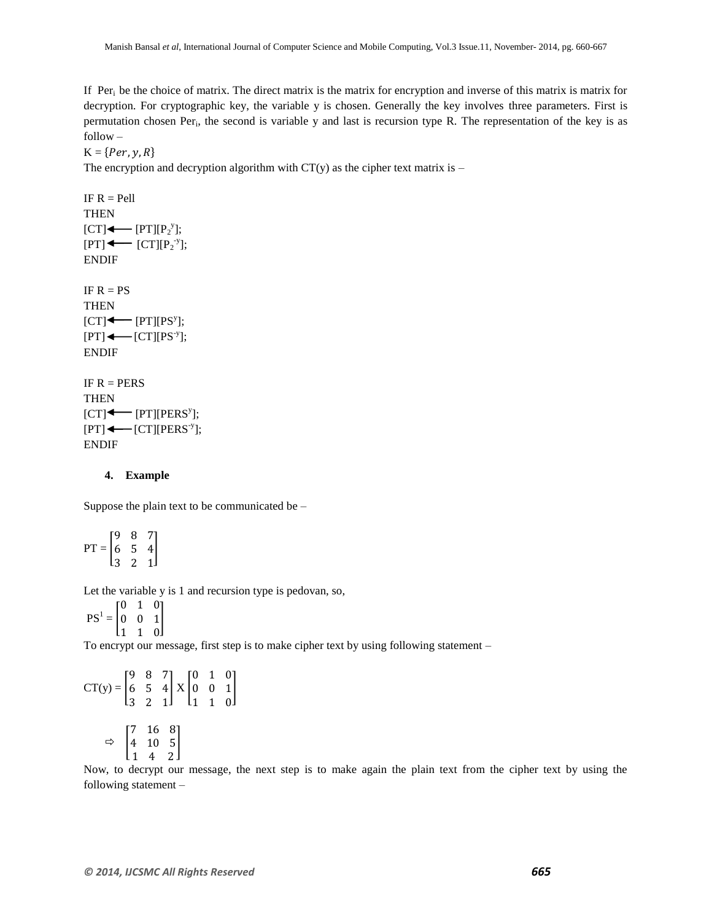If $Per_i$ be the choice of matrix. The direct matrix is the matrix for encryption and inverse of this matrix is matrix for decryption. For cryptographic key, the variable y is chosen. Generally the key involves three parameters. First is permutation chosen $Per_i$, the second is variable y and last is recursion type R. The representation of the key is as follow –

$K = \{Per, y, R\}$

The encryption and decryption algorithm with CT(y) as the cipher text matrix is –

IF R = Pell
THEN
$[CT] \longleftarrow [PT][P_2^{y}]$;
$[PT] \longleftarrow [CT][P_2^{-y}]$;
ENDIF

IF R = PS
THEN
$[CT] \longleftarrow [PT][PS^{y}]$;
$[PT] \longleftarrow [CT][PS^{-y}]$;
ENDIF

IF R = PERS
THEN
$[CT] \longleftarrow [PT][PERS^{y}]$;
$[PT] \longleftarrow [CT][PERS^{-y}]$;
ENDIF

## 4. Example

Suppose the plain text to be communicated be –

$$PT = \begin{bmatrix} 9 & 8 & 7 \\ 6 & 5 & 4 \\ 3 & 2 & 1 \end{bmatrix}$$

Let the variable y is 1 and recursion type is pedovan, so,

$$PS^1 = \begin{bmatrix} 0 & 1 & 0 \\ 0 & 0 & 1 \\ 1 & 1 & 0 \end{bmatrix}$$

To encrypt our message, first step is to make cipher text by using following statement –

$$CT(y) = \begin{bmatrix} 9 & 8 & 7 \\ 6 & 5 & 4 \\ 3 & 2 & 1 \end{bmatrix} X \begin{bmatrix} 0 & 1 & 0 \\ 0 & 0 & 1 \\ 1 & 1 & 0 \end{bmatrix}$$

$$\Rightarrow \begin{bmatrix} 7 & 16 & 8 \\ 4 & 10 & 5 \\ 1 & 4 & 2 \end{bmatrix}$$

Now, to decrypt our message, the next step is to make again the plain text from the cipher text by using the following statement –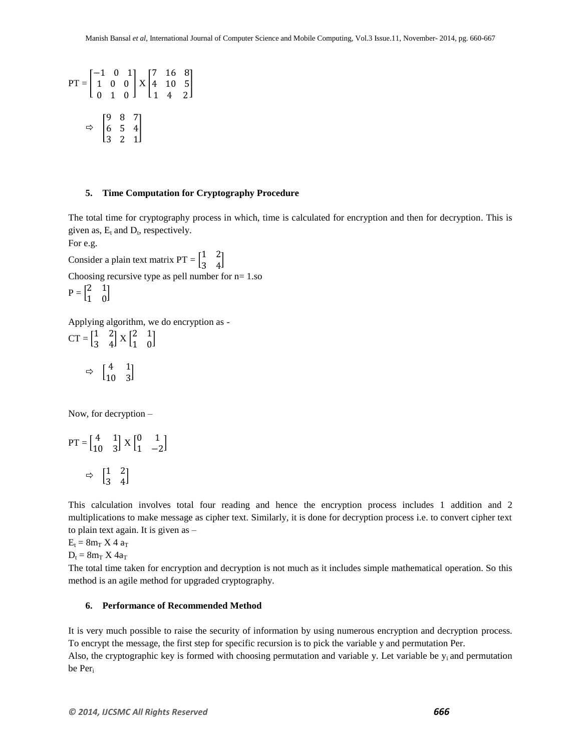$$PT = \begin{bmatrix} -1 & 0 & 1 \\ 1 & 0 & 0 \\ 0 & 1 & 0 \end{bmatrix} X \begin{bmatrix} 7 & 16 & 8 \\ 4 & 10 & 5 \\ 1 & 4 & 2 \end{bmatrix}$$

$$\Rightarrow \begin{bmatrix} 9 & 8 & 7 \\ 6 & 5 & 4 \\ 3 & 2 & 1 \end{bmatrix}$$

### 5. Time Computation for Cryptography Procedure

The total time for cryptography process in which, time is calculated for encryption and then for decryption. This is given as, $E_t$ and $D_t$, respectively.

For e.g.

Consider a plain text matrix PT = $\begin{bmatrix} 1 & 2 \\ 3 & 4 \end{bmatrix}$

Choosing recursive type as pell number for n= 1.so

P = $\begin{bmatrix} 2 & 1 \\ 1 & 0 \end{bmatrix}$

Applying algorithm, we do encryption as -

CT = $\begin{bmatrix} 1 & 2 \\ 3 & 4 \end{bmatrix} X \begin{bmatrix} 2 & 1 \\ 1 & 0 \end{bmatrix}$

$$\Rightarrow \begin{bmatrix} 4 & 1 \\ 10 & 3 \end{bmatrix}$$

Now, for decryption –

$$PT = \begin{bmatrix} 4 & 1 \\ 10 & 3 \end{bmatrix} X \begin{bmatrix} 0 & 1 \\ 1 & -2 \end{bmatrix}$$

$$\Rightarrow \begin{bmatrix} 1 & 2 \\ 3 & 4 \end{bmatrix}$$

This calculation involves total four reading and hence the encryption process includes 1 addition and 2 multiplications to make message as cipher text. Similarly, it is done for decryption process i.e. to convert cipher text to plain text again. It is given as –

$E_t = 8m_T$ X 4 $a_T$

$D_t = 8m_T$ X $4a_T$

The total time taken for encryption and decryption is not much as it includes simple mathematical operation. So this method is an agile method for upgraded cryptography.

### 6. Performance of Recommended Method

It is very much possible to raise the security of information by using numerous encryption and decryption process. To encrypt the message, the first step for specific recursion is to pick the variable y and permutation Per.

Also, the cryptographic key is formed with choosing permutation and variable y. Let variable be $y_i$ and permutation be $Per_i$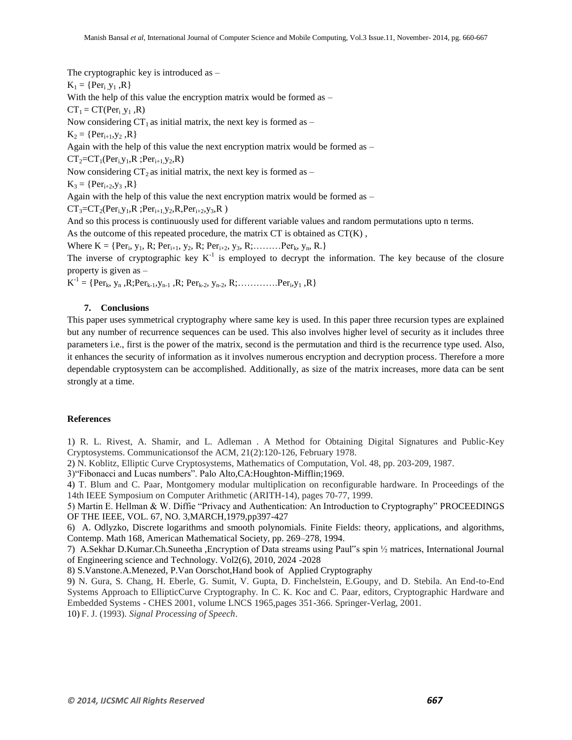The cryptographic key is introduced as –

$K_1 = \{Per_i\ y_1, R\}$

With the help of this value the encryption matrix would be formed as –

$CT_1 = CT(Per_i\ y_1, R)$

Now considering $CT_1$ as initial matrix, the next key is formed as –

$K_2 = \{Per_{i+1}, y_2, R\}$

Again with the help of this value the next encryption matrix would be formed as –

$CT_2 = CT_1(Per_i y_1, R; Per_{i+1} y_2, R)$

Now considering $CT_2$ as initial matrix, the next key is formed as –

$K_3 = \{Per_{i+2}, y_3, R\}$

Again with the help of this value the next encryption matrix would be formed as –

$CT_3 = CT_2(Per_i y_1, R; Per_{i+1} y_2, R, Per_{i+2}, y_3, R)$

And so this process is continuously used for different variable values and random permutations upto n terms.

As the outcome of this repeated procedure, the matrix CT is obtained as CT(K) ,

Where $K = \{Per_i, y_1, R; Per_{i+1}, y_2, R; Per_{i+2}, y_3, R; \ldots\ldots\ldots Per_k, y_n, R.\}$

The inverse of cryptographic key $K^{-1}$ is employed to decrypt the information. The key because of the closure property is given as –

$K^{-1} = \{Per_k, y_n, R; Per_{k-1}, y_{n-1}, R; Per_{k-2}, y_{n-2}, R; \ldots\ldots\ldots\ldots\ldots Per_i, y_1, R\}$

## 7. Conclusions

This paper uses symmetrical cryptography where same key is used. In this paper three recursion types are explained but any number of recurrence sequences can be used. This also involves higher level of security as it includes three parameters i.e., first is the power of the matrix, second is the permutation and third is the recurrence type used. Also, it enhances the security of information as it involves numerous encryption and decryption process. Therefore a more dependable cryptosystem can be accomplished. Additionally, as size of the matrix increases, more data can be sent strongly at a time.

## References

1) R. L. Rivest, A. Shamir, and L. Adleman . A Method for Obtaining Digital Signatures and Public-Key Cryptosystems. Communicationsof the ACM, 21(2):120-126, February 1978.

2) N. Koblitz, Elliptic Curve Cryptosystems, Mathematics of Computation, Vol. 48, pp. 203-209, 1987.

3)"Fibonacci and Lucas numbers". Palo Alto,CA:Houghton-Mifflin;1969.

4) T. Blum and C. Paar, Montgomery modular multiplication on reconfigurable hardware. In Proceedings of the 14th IEEE Symposium on Computer Arithmetic (ARITH-14), pages 70-77, 1999.

5) Martin E. Hellman & W. Diffie "Privacy and Authentication: An Introduction to Cryptography" PROCEEDINGS OF THE IEEE, VOL. 67, NO. 3,MARCH,1979,pp397-427

6) A. Odlyzko, Discrete logarithms and smooth polynomials. Finite Fields: theory, applications, and algorithms, Contemp. Math 168, American Mathematical Society, pp. 269–278, 1994.

7) A.Sekhar D.Kumar.Ch.Suneetha ,Encryption of Data streams using Paul"s spin ½ matrices, International Journal of Engineering science and Technology. Vol2(6), 2010, 2024 -2028

8) S.Vanstone.A.Menezed, P.Van Oorschot,Hand book of Applied Cryptography

9) N. Gura, S. Chang, H. Eberle, G. Sumit, V. Gupta, D. Finchelstein, E.Goupy, and D. Stebila. An End-to-End Systems Approach to EllipticCurve Cryptography. In C. K. Koc and C. Paar, editors, Cryptographic Hardware and Embedded Systems - CHES 2001, volume LNCS 1965,pages 351-366. Springer-Verlag, 2001.

10) F. J. (1993). *Signal Processing of Speech*.